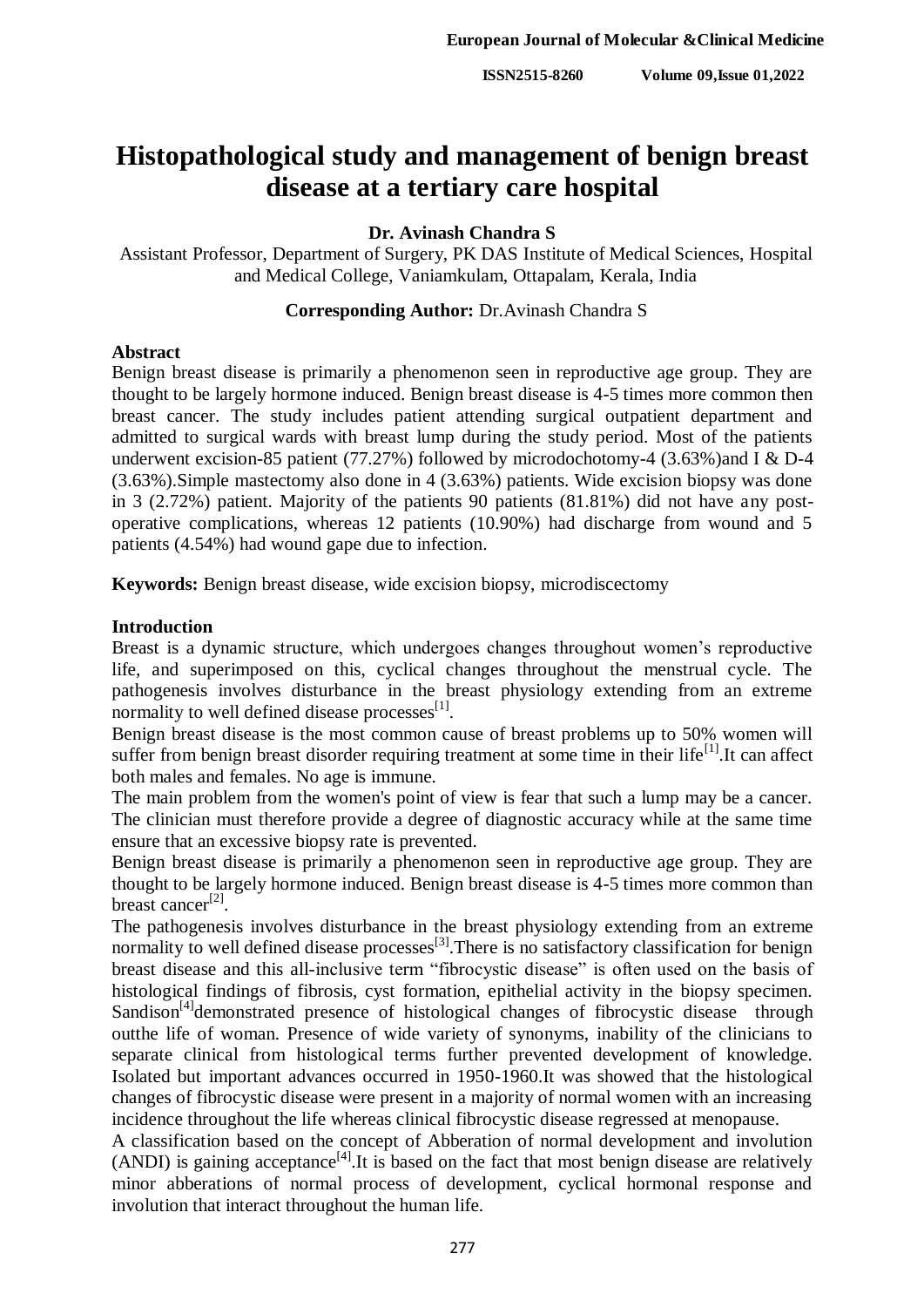# Histopathological study and management of benign breast disease at a tertiary care hospital

**Dr. Avinash Chandra S**

Assistant Professor, Department of Surgery, PK DAS Institute of Medical Sciences, Hospital and Medical College, Vaniamkulam, Ottapalam, Kerala, India

**Corresponding Author:** Dr.Avinash Chandra S

## Abstract

Benign breast disease is primarily a phenomenon seen in reproductive age group. They are thought to be largely hormone induced. Benign breast disease is 4-5 times more common then breast cancer. The study includes patient attending surgical outpatient department and admitted to surgical wards with breast lump during the study period. Most of the patients underwent excision-85 patient (77.27%) followed by microdochotomy-4 (3.63%)and I & D-4 (3.63%).Simple mastectomy also done in 4 (3.63%) patients. Wide excision biopsy was done in 3 (2.72%) patient. Majority of the patients 90 patients (81.81%) did not have any post-operative complications, whereas 12 patients (10.90%) had discharge from wound and 5 patients (4.54%) had wound gape due to infection.

**Keywords:** Benign breast disease, wide excision biopsy, microdiscectomy

## Introduction

Breast is a dynamic structure, which undergoes changes throughout women's reproductive life, and superimposed on this, cyclical changes throughout the menstrual cycle. The pathogenesis involves disturbance in the breast physiology extending from an extreme normality to well defined disease processes[1].

Benign breast disease is the most common cause of breast problems up to 50% women will suffer from benign breast disorder requiring treatment at some time in their life[1].It can affect both males and females. No age is immune.

The main problem from the women's point of view is fear that such a lump may be a cancer. The clinician must therefore provide a degree of diagnostic accuracy while at the same time ensure that an excessive biopsy rate is prevented.

Benign breast disease is primarily a phenomenon seen in reproductive age group. They are thought to be largely hormone induced. Benign breast disease is 4-5 times more common than breast cancer[2].

The pathogenesis involves disturbance in the breast physiology extending from an extreme normality to well defined disease processes[3].There is no satisfactory classification for benign breast disease and this all-inclusive term "fibrocystic disease" is often used on the basis of histological findings of fibrosis, cyst formation, epithelial activity in the biopsy specimen. Sandison[4]demonstrated presence of histological changes of fibrocystic disease through outthe life of woman. Presence of wide variety of synonyms, inability of the clinicians to separate clinical from histological terms further prevented development of knowledge. Isolated but important advances occurred in 1950-1960.It was showed that the histological changes of fibrocystic disease were present in a majority of normal women with an increasing incidence throughout the life whereas clinical fibrocystic disease regressed at menopause.

A classification based on the concept of Abberation of normal development and involution (ANDI) is gaining acceptance[4].It is based on the fact that most benign disease are relatively minor abberations of normal process of development, cyclical hormonal response and involution that interact throughout the human life.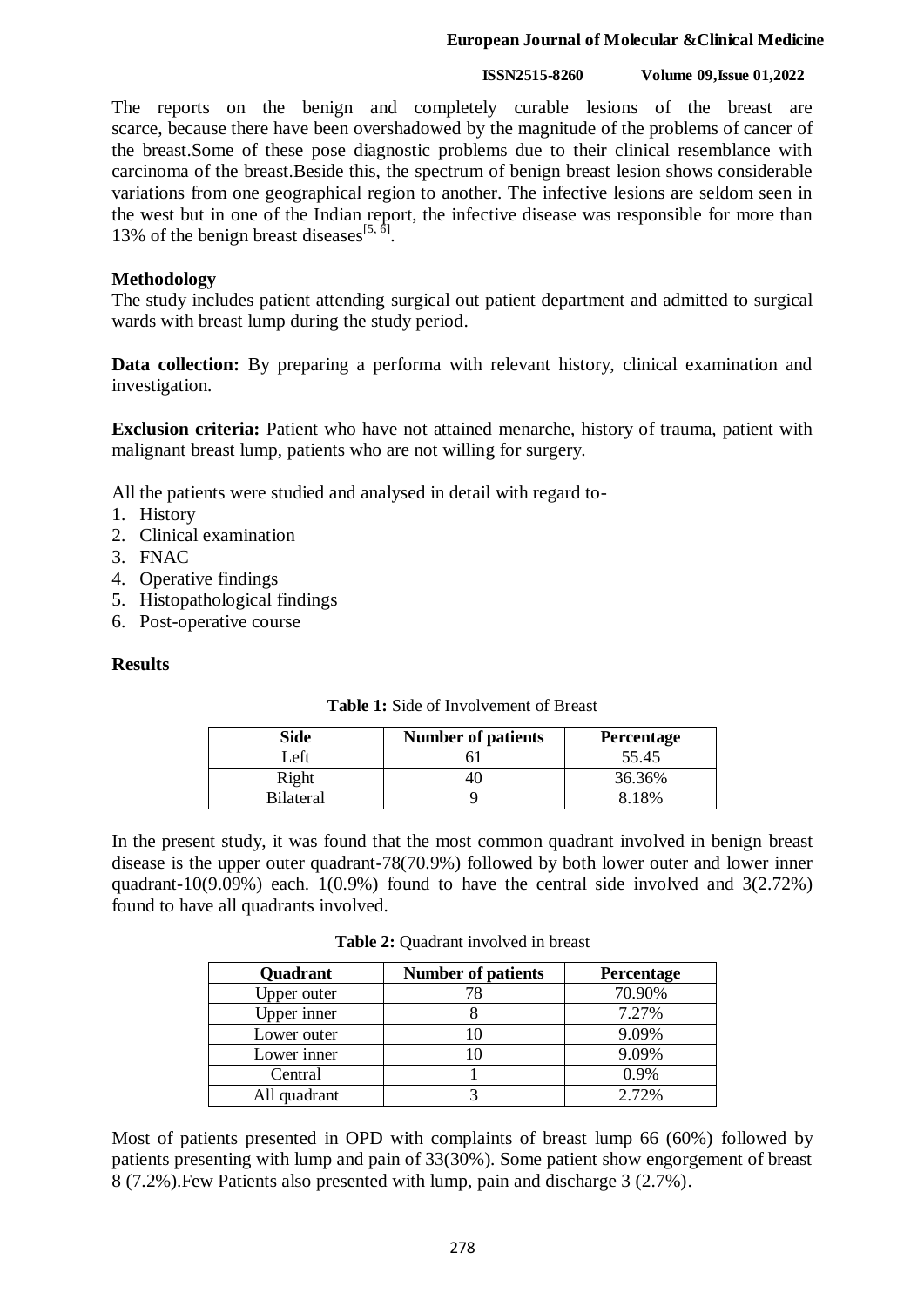The reports on the benign and completely curable lesions of the breast are scarce, because there have been overshadowed by the magnitude of the problems of cancer of the breast.Some of these pose diagnostic problems due to their clinical resemblance with carcinoma of the breast.Beside this, the spectrum of benign breast lesion shows considerable variations from one geographical region to another. The infective lesions are seldom seen in the west but in one of the Indian report, the infective disease was responsible for more than 13% of the benign breast diseases[5, 6].

## Methodology

The study includes patient attending surgical out patient department and admitted to surgical wards with breast lump during the study period.

**Data collection:** By preparing a performa with relevant history, clinical examination and investigation.

**Exclusion criteria:** Patient who have not attained menarche, history of trauma, patient with malignant breast lump, patients who are not willing for surgery.

All the patients were studied and analysed in detail with regard to-

1. History
2. Clinical examination
3. FNAC
4. Operative findings
5. Histopathological findings
6. Post-operative course

## Results

**Table 1:** Side of Involvement of Breast

| Side | Number of patients | Percentage |
|---|---|---|
| Left | 61 | 55.45 |
| Right | 40 | 36.36% |
| Bilateral | 9 | 8.18% |

In the present study, it was found that the most common quadrant involved in benign breast disease is the upper outer quadrant-78(70.9%) followed by both lower outer and lower inner quadrant-10(9.09%) each. 1(0.9%) found to have the central side involved and 3(2.72%) found to have all quadrants involved.

**Table 2:** Quadrant involved in breast

| Quadrant | Number of patients | Percentage |
|---|---|---|
| Upper outer | 78 | 70.90% |
| Upper inner | 8 | 7.27% |
| Lower outer | 10 | 9.09% |
| Lower inner | 10 | 9.09% |
| Central | 1 | 0.9% |
| All quadrant | 3 | 2.72% |

Most of patients presented in OPD with complaints of breast lump 66 (60%) followed by patients presenting with lump and pain of 33(30%). Some patient show engorgement of breast 8 (7.2%).Few Patients also presented with lump, pain and discharge 3 (2.7%).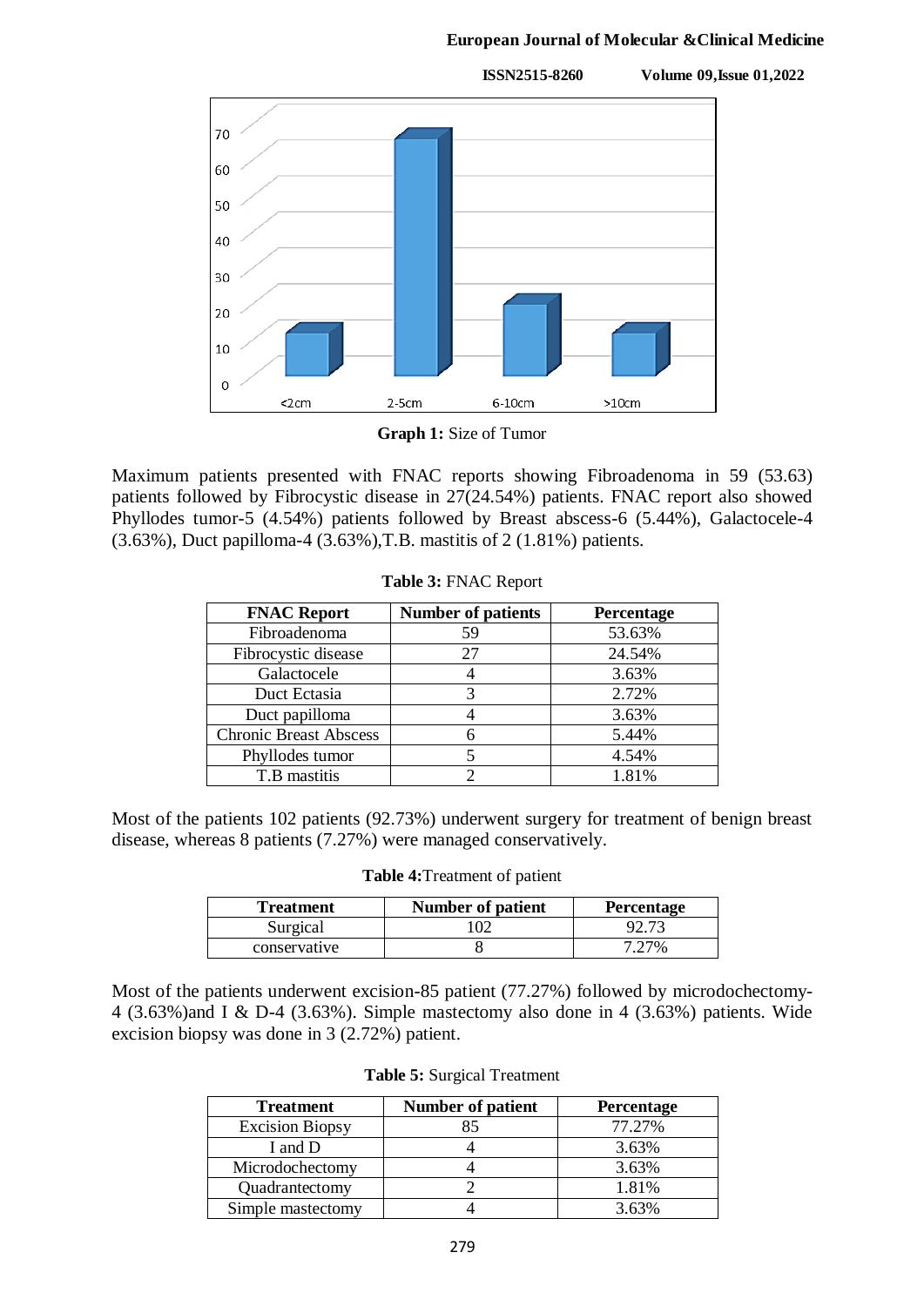Graph 1: Size of Tumor

Maximum patients presented with FNAC reports showing Fibroadenoma in 59 (53.63) patients followed by Fibrocystic disease in 27(24.54%) patients. FNAC report also showed Phyllodes tumor-5 (4.54%) patients followed by Breast abscess-6 (5.44%), Galactocele-4 (3.63%), Duct papilloma-4 (3.63%),T.B. mastitis of 2 (1.81%) patients.

**Table 3:** FNAC Report

| FNAC Report | Number of patients | Percentage |
|---|---|---|
| Fibroadenoma | 59 | 53.63% |
| Fibrocystic disease | 27 | 24.54% |
| Galactocele | 4 | 3.63% |
| Duct Ectasia | 3 | 2.72% |
| Duct papilloma | 4 | 3.63% |
| Chronic Breast Abscess | 6 | 5.44% |
| Phyllodes tumor | 5 | 4.54% |
| T.B mastitis | 2 | 1.81% |

Most of the patients 102 patients (92.73%) underwent surgery for treatment of benign breast disease, whereas 8 patients (7.27%) were managed conservatively.

**Table 4:**Treatment of patient

| Treatment | Number of patient | Percentage |
|---|---|---|
| Surgical | 102 | 92.73 |
| conservative | 8 | 7.27% |

Most of the patients underwent excision-85 patient (77.27%) followed by microdochectomy-4 (3.63%)and I & D-4 (3.63%). Simple mastectomy also done in 4 (3.63%) patients. Wide excision biopsy was done in 3 (2.72%) patient.

**Table 5:** Surgical Treatment

| Treatment | Number of patient | Percentage |
|---|---|---|
| Excision Biopsy | 85 | 77.27% |
| I and D | 4 | 3.63% |
| Microdochectomy | 4 | 3.63% |
| Quadrantectomy | 2 | 1.81% |
| Simple mastectomy | 4 | 3.63% |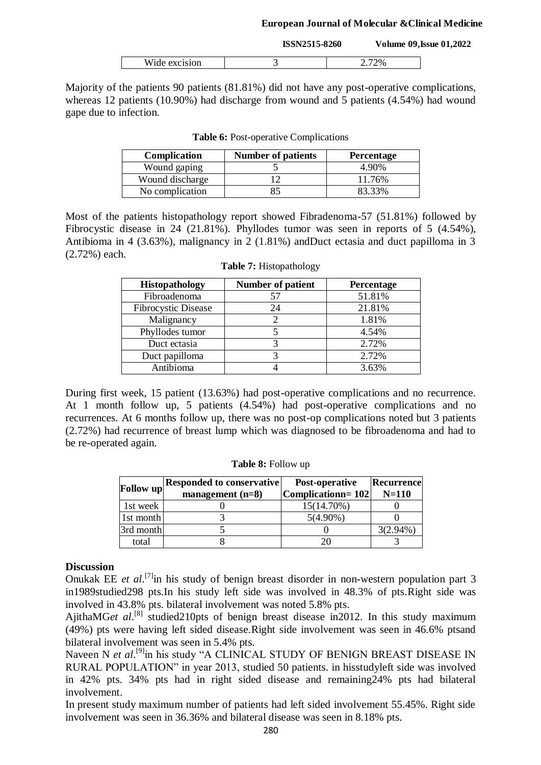| Wide excision | 3 | 2.72% |
|---|---|---|

Majority of the patients 90 patients (81.81%) did not have any post-operative complications, whereas 12 patients (10.90%) had discharge from wound and 5 patients (4.54%) had wound gape due to infection.

**Table 6:** Post-operative Complications

| Complication | Number of patients | Percentage |
|---|---|---|
| Wound gaping | 5 | 4.90% |
| Wound discharge | 12 | 11.76% |
| No complication | 85 | 83.33% |

Most of the patients histopathology report showed Fibradenoma-57 (51.81%) followed by Fibrocystic disease in 24 (21.81%). Phyllodes tumor was seen in reports of 5 (4.54%), Antibioma in 4 (3.63%), malignancy in 2 (1.81%) andDuct ectasia and duct papilloma in 3 (2.72%) each.

**Table 7:** Histopathology

| Histopathology | Number of patient | Percentage |
|---|---|---|
| Fibroadenoma | 57 | 51.81% |
| Fibrocystic Disease | 24 | 21.81% |
| Malignancy | 2 | 1.81% |
| Phyllodes tumor | 5 | 4.54% |
| Duct ectasia | 3 | 2.72% |
| Duct papilloma | 3 | 2.72% |
| Antibioma | 4 | 3.63% |

During first week, 15 patient (13.63%) had post-operative complications and no recurrence. At 1 month follow up, 5 patients (4.54%) had post-operative complications and no recurrences. At 6 months follow up, there was no post-op complications noted but 3 patients (2.72%) had recurrence of breast lump which was diagnosed to be fibroadenoma and had to be re-operated again.

**Table 8:** Follow up

| Follow up | Responded to conservative management (n=8) | Post-operative Complicationn= 102 | Recurrence N=110 |
|---|---|---|---|
| 1st week | 0 | 15(14.70%) | 0 |
| 1st month | 3 | 5(4.90%) | 0 |
| 3rd month | 5 | 0 | 3(2.94%) |
| total | 8 | 20 | 3 |

## Discussion

Onukak EE *et al*.[7]in his study of benign breast disorder in non-western population part 3 in1989studied298 pts.In his study left side was involved in 48.3% of pts.Right side was involved in 43.8% pts. bilateral involvement was noted 5.8% pts.

AjithaMG*et al*.[8] studied210pts of benign breast disease in2012. In this study maximum (49%) pts were having left sided disease.Right side involvement was seen in 46.6% ptsand bilateral involvement was seen in 5.4% pts.

Naveen N *et al*.[9]in his study "A CLINICAL STUDY OF BENIGN BREAST DISEASE IN RURAL POPULATION" in year 2013, studied 50 patients. in hisstudyleft side was involved in 42% pts. 34% pts had in right sided disease and remaining24% pts had bilateral involvement.

In present study maximum number of patients had left sided involvement 55.45%. Right side involvement was seen in 36.36% and bilateral disease was seen in 8.18% pts.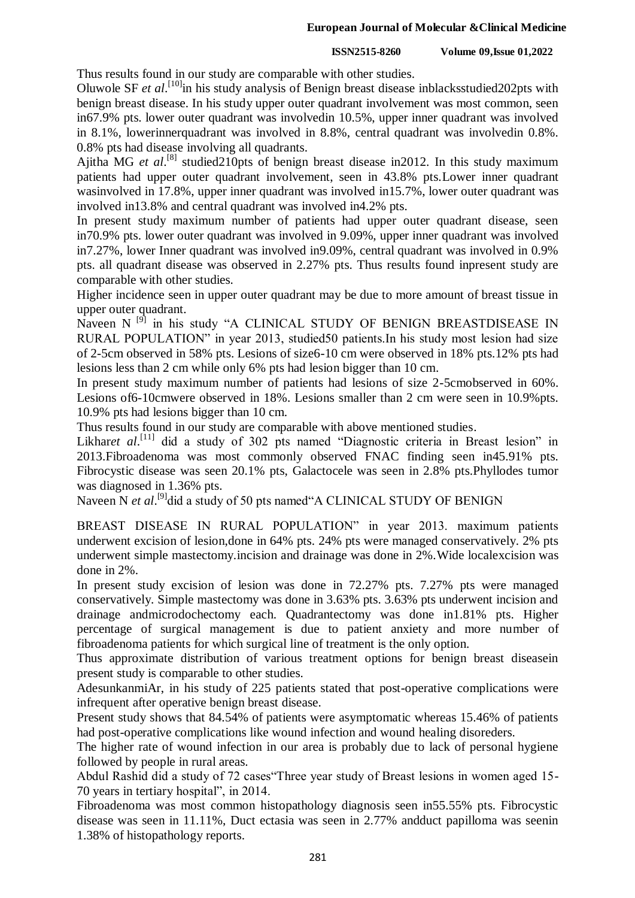Thus results found in our study are comparable with other studies.

Oluwole SF *et al*.[10]in his study analysis of Benign breast disease inblacksstudied202pts with benign breast disease. In his study upper outer quadrant involvement was most common, seen in67.9% pts. lower outer quadrant was involvedin 10.5%, upper inner quadrant was involved in 8.1%, lowerinnerquadrant was involved in 8.8%, central quadrant was involvedin 0.8%. 0.8% pts had disease involving all quadrants.

Ajitha MG *et al*.[8] studied210pts of benign breast disease in2012. In this study maximum patients had upper outer quadrant involvement, seen in 43.8% pts.Lower inner quadrant wasinvolved in 17.8%, upper inner quadrant was involved in15.7%, lower outer quadrant was involved in13.8% and central quadrant was involved in4.2% pts.

In present study maximum number of patients had upper outer quadrant disease, seen in70.9% pts. lower outer quadrant was involved in 9.09%, upper inner quadrant was involved in7.27%, lower Inner quadrant was involved in9.09%, central quadrant was involved in 0.9% pts. all quadrant disease was observed in 2.27% pts. Thus results found inpresent study are comparable with other studies.

Higher incidence seen in upper outer quadrant may be due to more amount of breast tissue in upper outer quadrant.

Naveen N [9] in his study "A CLINICAL STUDY OF BENIGN BREASTDISEASE IN RURAL POPULATION" in year 2013, studied50 patients.In his study most lesion had size of 2-5cm observed in 58% pts. Lesions of size6-10 cm were observed in 18% pts.12% pts had lesions less than 2 cm while only 6% pts had lesion bigger than 10 cm.

In present study maximum number of patients had lesions of size 2-5cmobserved in 60%. Lesions of6-10cmwere observed in 18%. Lesions smaller than 2 cm were seen in 10.9%pts. 10.9% pts had lesions bigger than 10 cm.

Thus results found in our study are comparable with above mentioned studies.

Likhar*et al*.[11] did a study of 302 pts named "Diagnostic criteria in Breast lesion" in 2013.Fibroadenoma was most commonly observed FNAC finding seen in45.91% pts. Fibrocystic disease was seen 20.1% pts, Galactocele was seen in 2.8% pts.Phyllodes tumor was diagnosed in 1.36% pts.

Naveen N *et al*.[9]did a study of 50 pts named"A CLINICAL STUDY OF BENIGN BREAST DISEASE IN RURAL POPULATION" in year 2013. maximum patients underwent excision of lesion,done in 64% pts. 24% pts were managed conservatively. 2% pts underwent simple mastectomy.incision and drainage was done in 2%.Wide localexcision was done in 2%.

In present study excision of lesion was done in 72.27% pts. 7.27% pts were managed conservatively. Simple mastectomy was done in 3.63% pts. 3.63% pts underwent incision and drainage andmicrodochectomy each. Quadrantectomy was done in1.81% pts. Higher percentage of surgical management is due to patient anxiety and more number of fibroadenoma patients for which surgical line of treatment is the only option.

Thus approximate distribution of various treatment options for benign breast diseasein present study is comparable to other studies.

AdesunkanmiAr, in his study of 225 patients stated that post-operative complications were infrequent after operative benign breast disease.

Present study shows that 84.54% of patients were asymptomatic whereas 15.46% of patients had post-operative complications like wound infection and wound healing disoreders.

The higher rate of wound infection in our area is probably due to lack of personal hygiene followed by people in rural areas.

Abdul Rashid did a study of 72 cases"Three year study of Breast lesions in women aged 15-70 years in tertiary hospital", in 2014.

Fibroadenoma was most common histopathology diagnosis seen in55.55% pts. Fibrocystic disease was seen in 11.11%, Duct ectasia was seen in 2.77% andduct papilloma was seenin 1.38% of histopathology reports.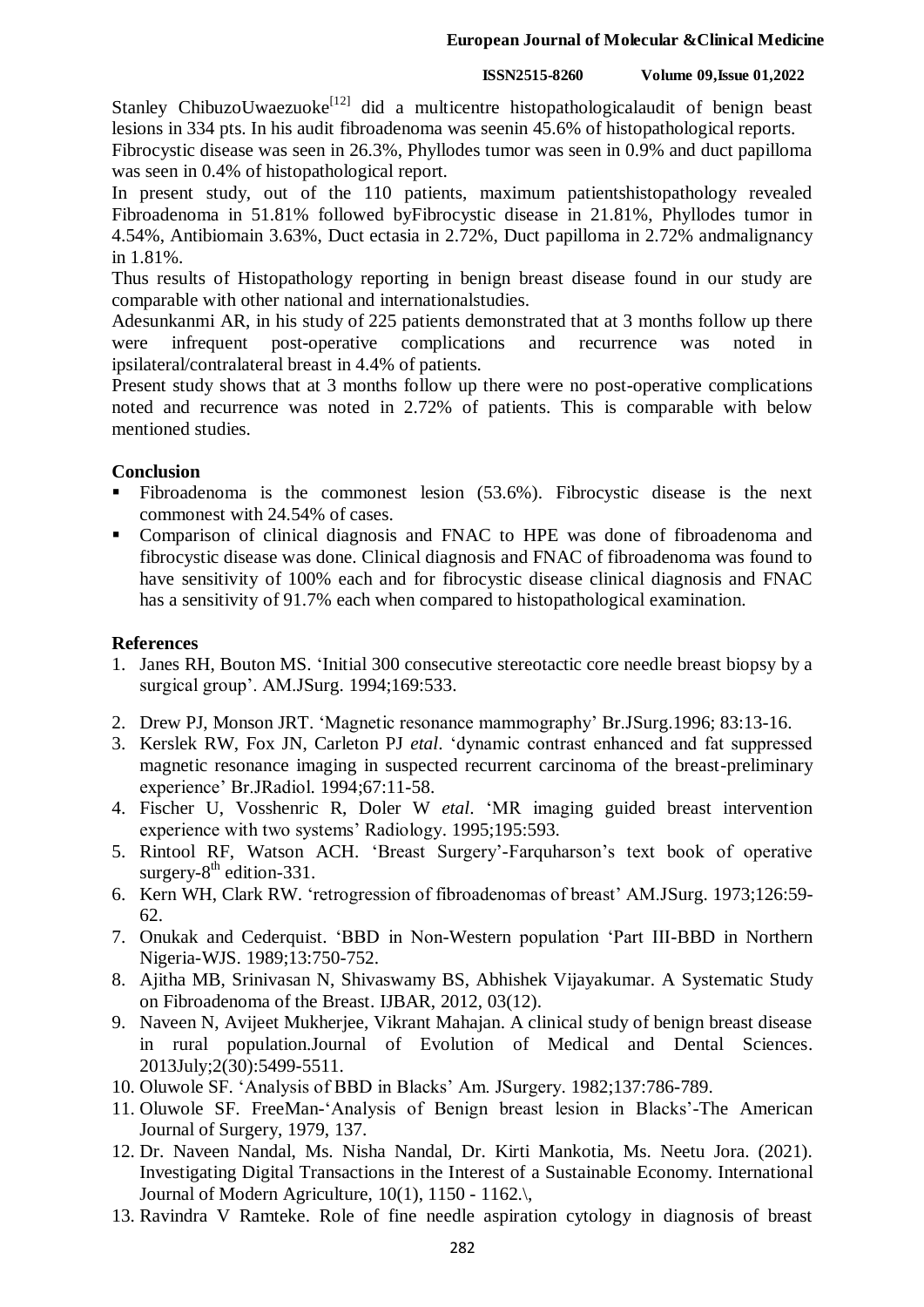Stanley ChibuzoUwaezuoke[12] did a multicentre histopathologicalaudit of benign beast lesions in 334 pts. In his audit fibroadenoma was seenin 45.6% of histopathological reports.

Fibrocystic disease was seen in 26.3%, Phyllodes tumor was seen in 0.9% and duct papilloma was seen in 0.4% of histopathological report.

In present study, out of the 110 patients, maximum patientshistopathology revealed Fibroadenoma in 51.81% followed byFibrocystic disease in 21.81%, Phyllodes tumor in 4.54%, Antibiomain 3.63%, Duct ectasia in 2.72%, Duct papilloma in 2.72% andmalignancy in 1.81%.

Thus results of Histopathology reporting in benign breast disease found in our study are comparable with other national and internationalstudies.

Adesunkanmi AR, in his study of 225 patients demonstrated that at 3 months follow up there were infrequent post-operative complications and recurrence was noted in ipsilateral/contralateral breast in 4.4% of patients.

Present study shows that at 3 months follow up there were no post-operative complications noted and recurrence was noted in 2.72% of patients. This is comparable with below mentioned studies.

## Conclusion

- Fibroadenoma is the commonest lesion (53.6%). Fibrocystic disease is the next commonest with 24.54% of cases.
- Comparison of clinical diagnosis and FNAC to HPE was done of fibroadenoma and fibrocystic disease was done. Clinical diagnosis and FNAC of fibroadenoma was found to have sensitivity of 100% each and for fibrocystic disease clinical diagnosis and FNAC has a sensitivity of 91.7% each when compared to histopathological examination.

## References

1. Janes RH, Bouton MS. 'Initial 300 consecutive stereotactic core needle breast biopsy by a surgical group'. AM.JSurg. 1994;169:533.
2. Drew PJ, Monson JRT. 'Magnetic resonance mammography' Br.JSurg.1996; 83:13-16.
3. Kerslek RW, Fox JN, Carleton PJ *etal*. 'dynamic contrast enhanced and fat suppressed magnetic resonance imaging in suspected recurrent carcinoma of the breast-preliminary experience' Br.JRadiol. 1994;67:11-58.
4. Fischer U, Vosshenric R, Doler W *etal*. 'MR imaging guided breast intervention experience with two systems' Radiology. 1995;195:593.
5. Rintool RF, Watson ACH. 'Breast Surgery'-Farquharson's text book of operative surgery-8th edition-331.
6. Kern WH, Clark RW. 'retrogression of fibroadenomas of breast' AM.JSurg. 1973;126:59-62.
7. Onukak and Cederquist. 'BBD in Non-Western population 'Part III-BBD in Northern Nigeria-WJS. 1989;13:750-752.
8. Ajitha MB, Srinivasan N, Shivaswamy BS, Abhishek Vijayakumar. A Systematic Study on Fibroadenoma of the Breast. IJBAR, 2012, 03(12).
9. Naveen N, Avijeet Mukherjee, Vikrant Mahajan. A clinical study of benign breast disease in rural population.Journal of Evolution of Medical and Dental Sciences. 2013July;2(30):5499-5511.
10. Oluwole SF. 'Analysis of BBD in Blacks' Am. JSurgery. 1982;137:786-789.
11. Oluwole SF. FreeMan-'Analysis of Benign breast lesion in Blacks'-The American Journal of Surgery, 1979, 137.
12. Dr. Naveen Nandal, Ms. Nisha Nandal, Dr. Kirti Mankotia, Ms. Neetu Jora. (2021). Investigating Digital Transactions in the Interest of a Sustainable Economy. International Journal of Modern Agriculture, 10(1), 1150 - 1162.\,
13. Ravindra V Ramteke. Role of fine needle aspiration cytology in diagnosis of breast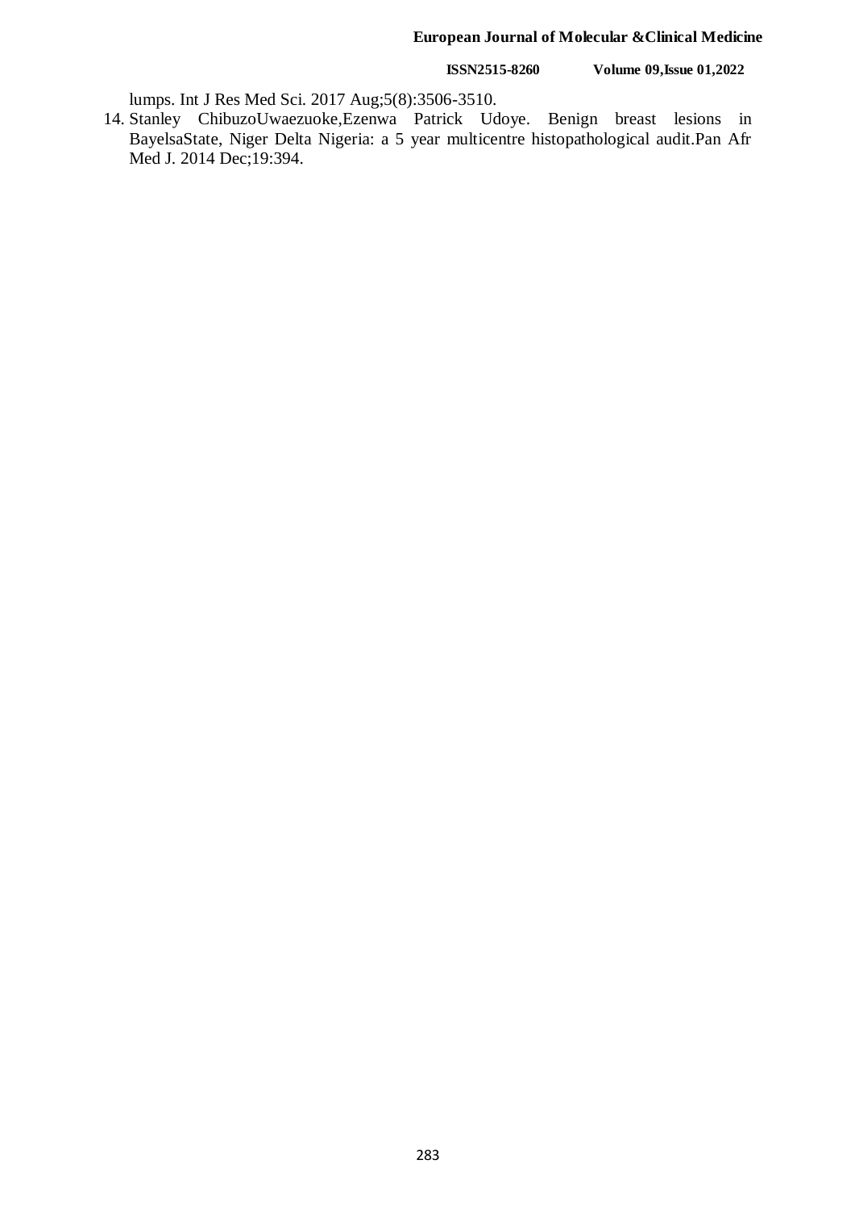lumps. Int J Res Med Sci. 2017 Aug;5(8):3506-3510.

14. Stanley ChibuzoUwaezuoke,Ezenwa Patrick Udoye. Benign breast lesions in BayelsaState, Niger Delta Nigeria: a 5 year multicentre histopathological audit.Pan Afr Med J. 2014 Dec;19:394.